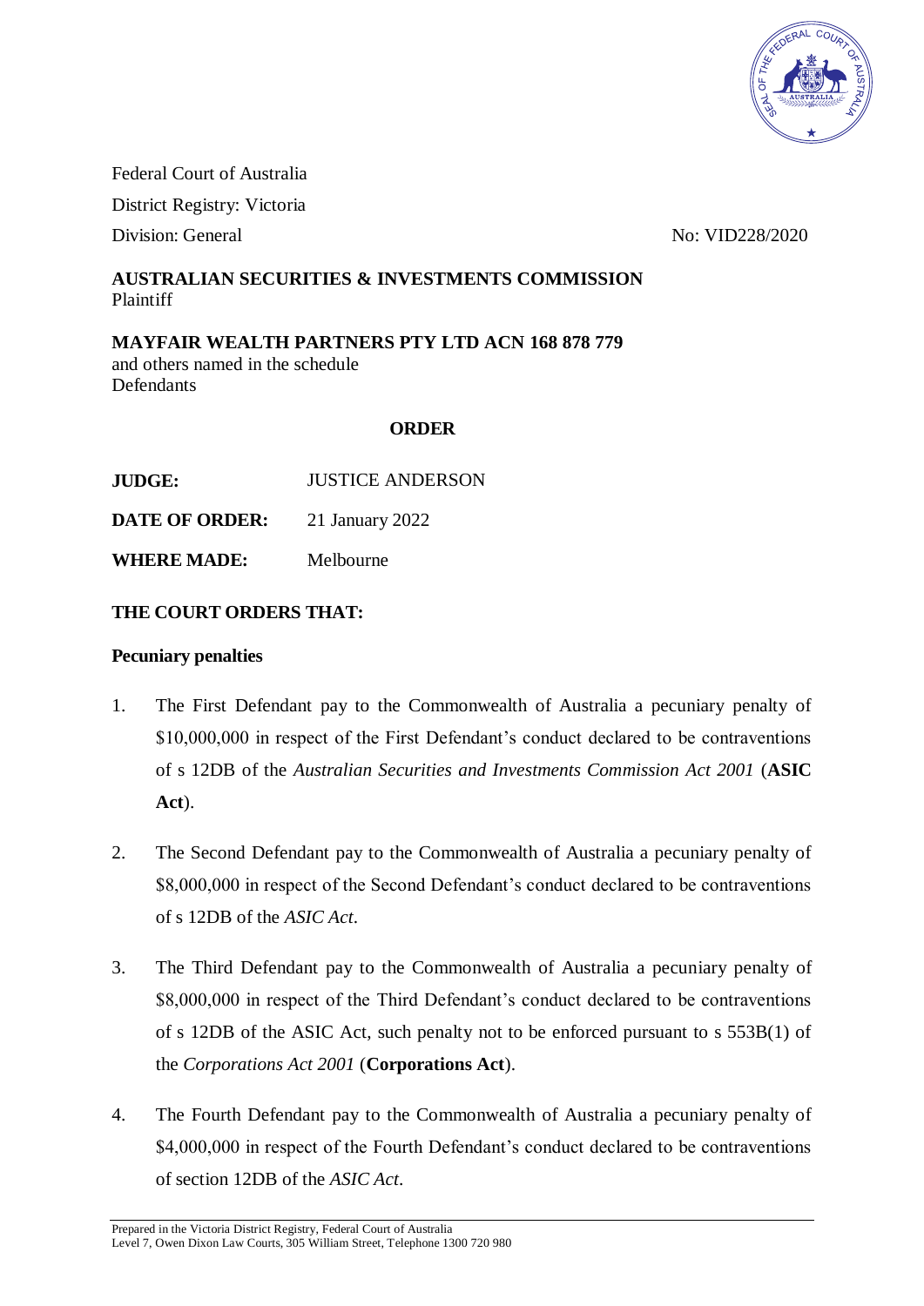Federal Court of Australia

District Registry: Victoria

Division: General

No: VID228/2020

**AUSTRALIAN SECURITIES & INVESTMENTS COMMISSION**
Plaintiff

**MAYFAIR WEALTH PARTNERS PTY LTD ACN 168 878 779**
and others named in the schedule
Defendants

**ORDER**

**JUDGE:** JUSTICE ANDERSON

**DATE OF ORDER:** 21 January 2022

**WHERE MADE:** Melbourne

**THE COURT ORDERS THAT:**

**Pecuniary penalties**

1. The First Defendant pay to the Commonwealth of Australia a pecuniary penalty of $10,000,000 in respect of the First Defendant's conduct declared to be contraventions of s 12DB of the *Australian Securities and Investments Commission Act 2001* (**ASIC Act**).

2. The Second Defendant pay to the Commonwealth of Australia a pecuniary penalty of $8,000,000 in respect of the Second Defendant's conduct declared to be contraventions of s 12DB of the *ASIC Act*.

3. The Third Defendant pay to the Commonwealth of Australia a pecuniary penalty of $8,000,000 in respect of the Third Defendant's conduct declared to be contraventions of s 12DB of the ASIC Act, such penalty not to be enforced pursuant to s 553B(1) of the *Corporations Act 2001* (**Corporations Act**).

4. The Fourth Defendant pay to the Commonwealth of Australia a pecuniary penalty of $4,000,000 in respect of the Fourth Defendant's conduct declared to be contraventions of section 12DB of the *ASIC Act*.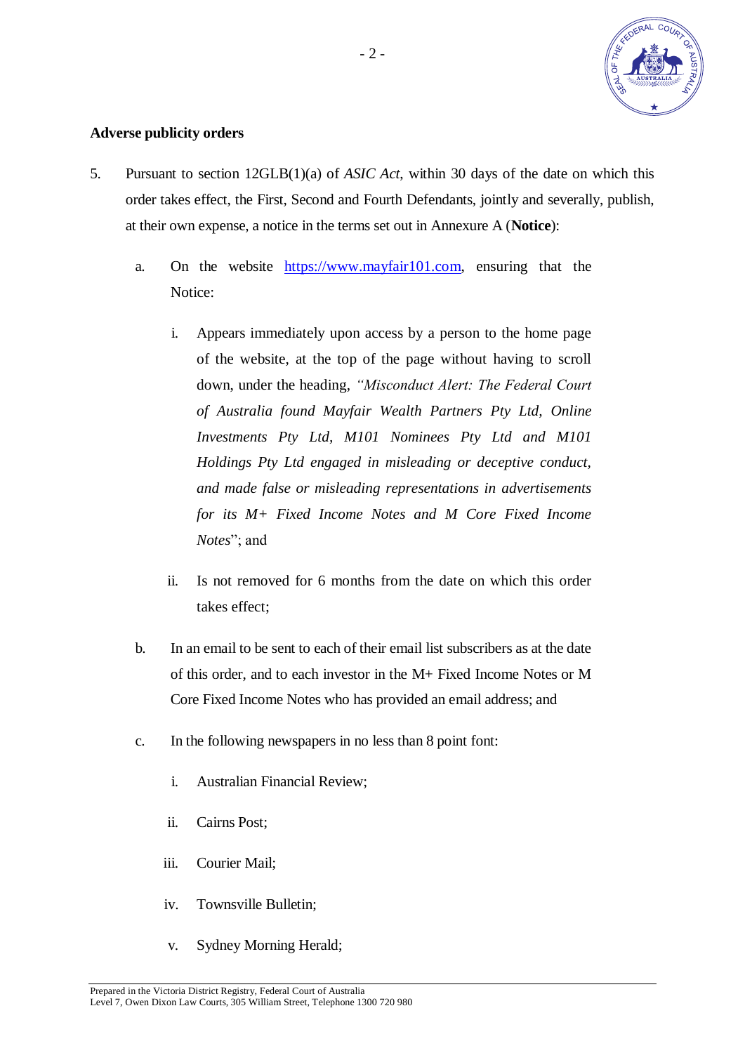**Adverse publicity orders**

5. Pursuant to section 12GLB(1)(a) of *ASIC Act*, within 30 days of the date on which this order takes effect, the First, Second and Fourth Defendants, jointly and severally, publish, at their own expense, a notice in the terms set out in Annexure A (**Notice**):

   a. On the website https://www.mayfair101.com, ensuring that the Notice:

      i. Appears immediately upon access by a person to the home page of the website, at the top of the page without having to scroll down, under the heading, *"Misconduct Alert: The Federal Court of Australia found Mayfair Wealth Partners Pty Ltd, Online Investments Pty Ltd, M101 Nominees Pty Ltd and M101 Holdings Pty Ltd engaged in misleading or deceptive conduct, and made false or misleading representations in advertisements for its M+ Fixed Income Notes and M Core Fixed Income Notes*"; and

      ii. Is not removed for 6 months from the date on which this order takes effect;

   b. In an email to be sent to each of their email list subscribers as at the date of this order, and to each investor in the M+ Fixed Income Notes or M Core Fixed Income Notes who has provided an email address; and

   c. In the following newspapers in no less than 8 point font:

      i. Australian Financial Review;

      ii. Cairns Post;

      iii. Courier Mail;

      iv. Townsville Bulletin;

      v. Sydney Morning Herald;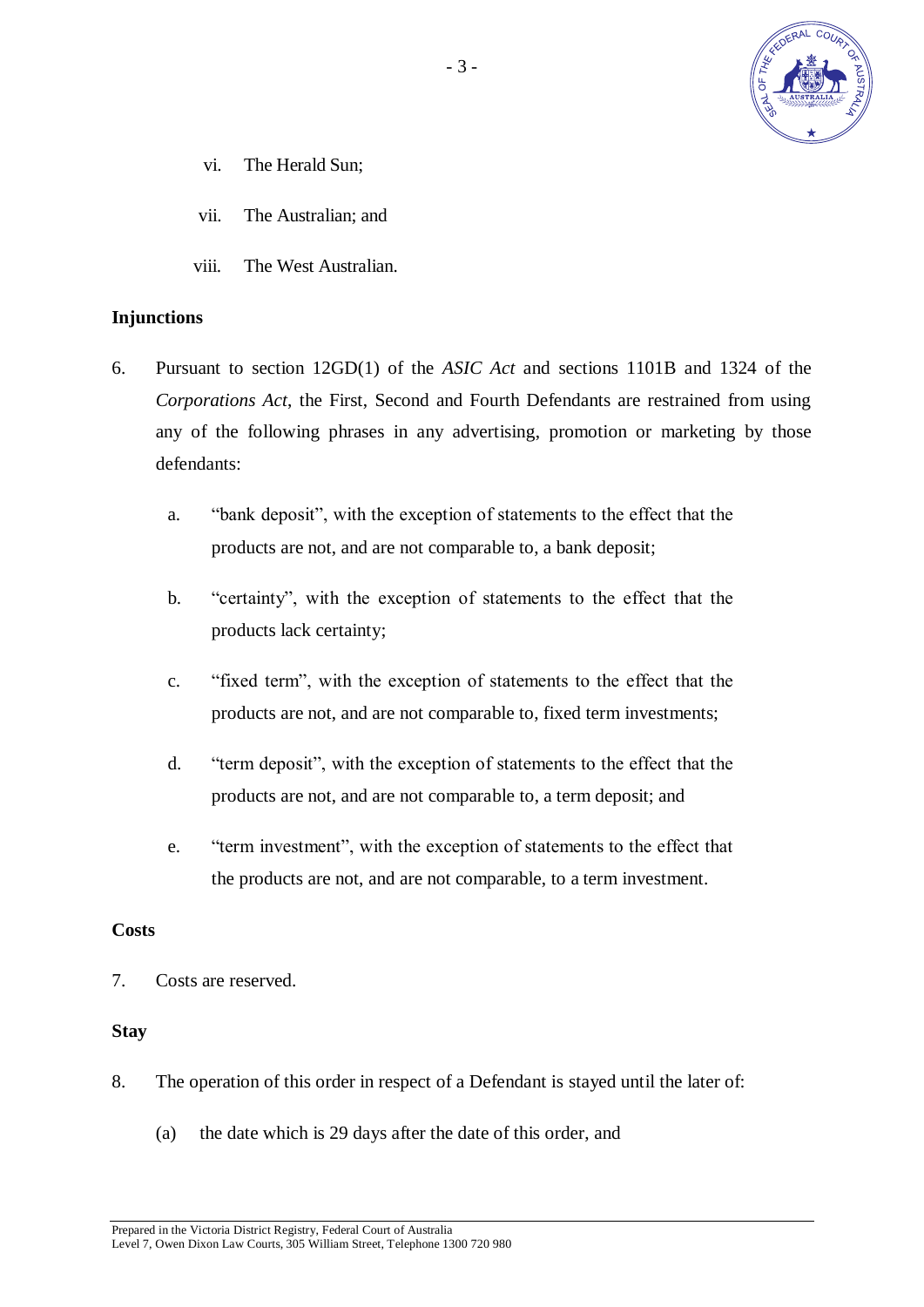vi. The Herald Sun;

vii. The Australian; and

viii. The West Australian.

**Injunctions**

6. Pursuant to section 12GD(1) of the *ASIC Act* and sections 1101B and 1324 of the *Corporations Act*, the First, Second and Fourth Defendants are restrained from using any of the following phrases in any advertising, promotion or marketing by those defendants:

   a. "bank deposit", with the exception of statements to the effect that the products are not, and are not comparable to, a bank deposit;

   b. "certainty", with the exception of statements to the effect that the products lack certainty;

   c. "fixed term", with the exception of statements to the effect that the products are not, and are not comparable to, fixed term investments;

   d. "term deposit", with the exception of statements to the effect that the products are not, and are not comparable to, a term deposit; and

   e. "term investment", with the exception of statements to the effect that the products are not, and are not comparable, to a term investment.

**Costs**

7. Costs are reserved.

**Stay**

8. The operation of this order in respect of a Defendant is stayed until the later of:

   (a) the date which is 29 days after the date of this order, and

Prepared in the Victoria District Registry, Federal Court of Australia
Level 7, Owen Dixon Law Courts, 305 William Street, Telephone 1300 720 980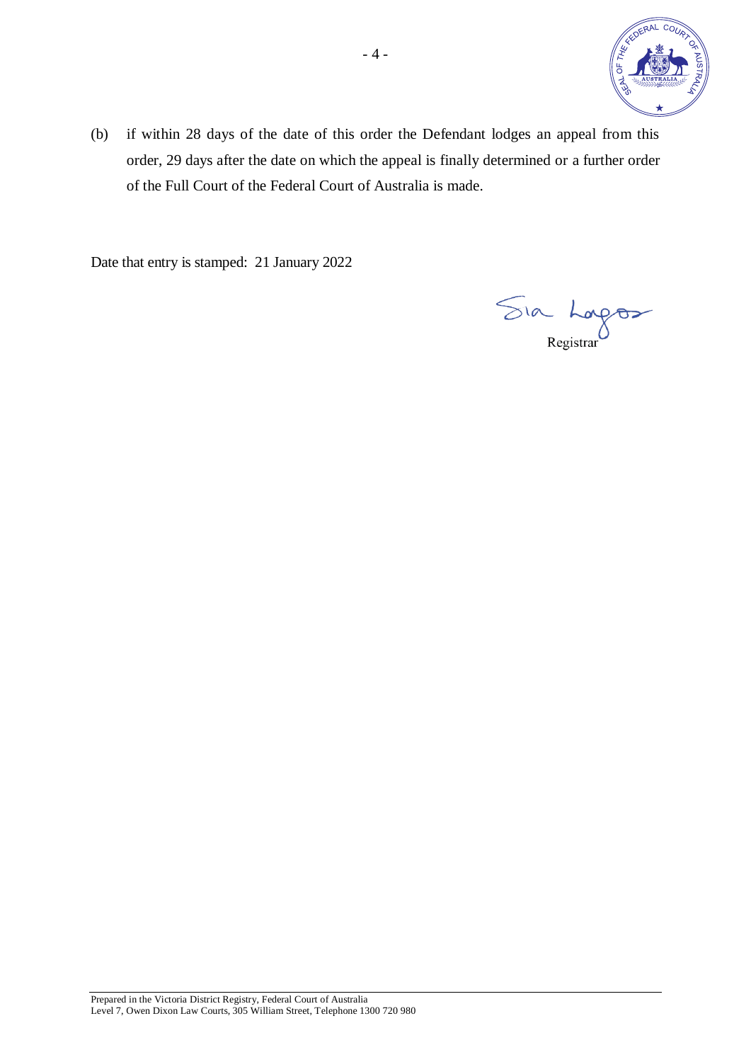(b) if within 28 days of the date of this order the Defendant lodges an appeal from this order, 29 days after the date on which the appeal is finally determined or a further order of the Full Court of the Federal Court of Australia is made.

Date that entry is stamped: 21 January 2022

Registrar

Prepared in the Victoria District Registry, Federal Court of Australia
Level 7, Owen Dixon Law Courts, 305 William Street, Telephone 1300 720 980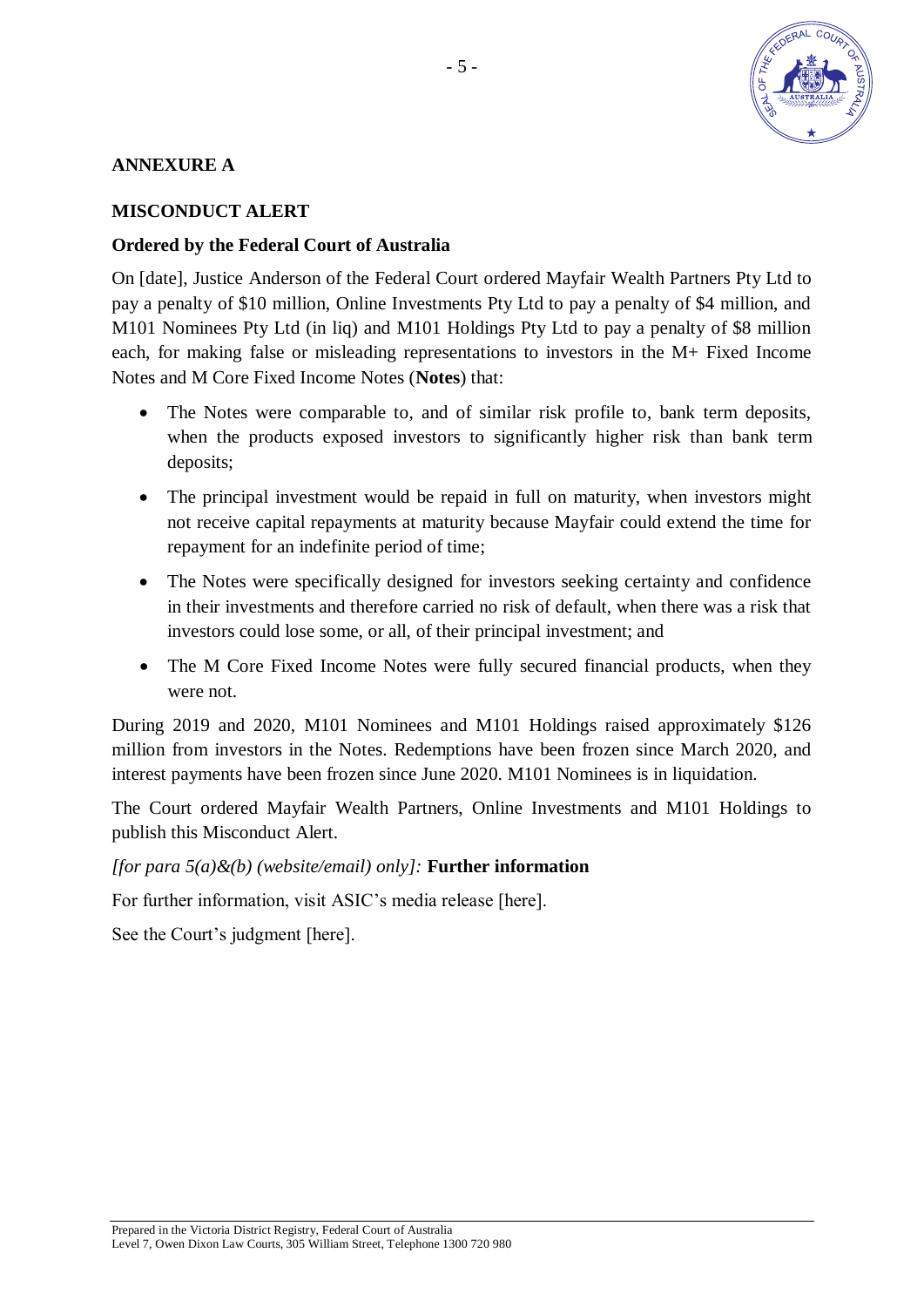## ANNEXURE A

## MISCONDUCT ALERT

### Ordered by the Federal Court of Australia

On [date], Justice Anderson of the Federal Court ordered Mayfair Wealth Partners Pty Ltd to pay a penalty of $10 million, Online Investments Pty Ltd to pay a penalty of $4 million, and M101 Nominees Pty Ltd (in liq) and M101 Holdings Pty Ltd to pay a penalty of $8 million each, for making false or misleading representations to investors in the M+ Fixed Income Notes and M Core Fixed Income Notes (**Notes**) that:

- The Notes were comparable to, and of similar risk profile to, bank term deposits, when the products exposed investors to significantly higher risk than bank term deposits;
- The principal investment would be repaid in full on maturity, when investors might not receive capital repayments at maturity because Mayfair could extend the time for repayment for an indefinite period of time;
- The Notes were specifically designed for investors seeking certainty and confidence in their investments and therefore carried no risk of default, when there was a risk that investors could lose some, or all, of their principal investment; and
- The M Core Fixed Income Notes were fully secured financial products, when they were not.

During 2019 and 2020, M101 Nominees and M101 Holdings raised approximately $126 million from investors in the Notes. Redemptions have been frozen since March 2020, and interest payments have been frozen since June 2020. M101 Nominees is in liquidation.

The Court ordered Mayfair Wealth Partners, Online Investments and M101 Holdings to publish this Misconduct Alert.

*[for para 5(a)&(b) (website/email) only]:* **Further information**

For further information, visit ASIC's media release [here].

See the Court's judgment [here].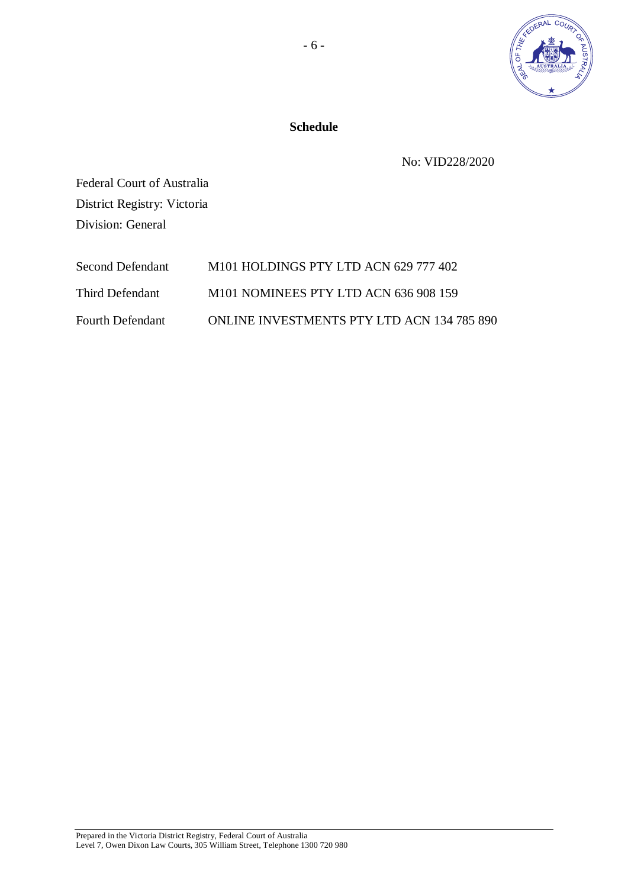**Schedule**

No: VID228/2020

Federal Court of Australia
District Registry: Victoria
Division: General

| | |
|---|---|
| Second Defendant | M101 HOLDINGS PTY LTD ACN 629 777 402 |
| Third Defendant | M101 NOMINEES PTY LTD ACN 636 908 159 |
| Fourth Defendant | ONLINE INVESTMENTS PTY LTD ACN 134 785 890 |

Prepared in the Victoria District Registry, Federal Court of Australia
Level 7, Owen Dixon Law Courts, 305 William Street, Telephone 1300 720 980